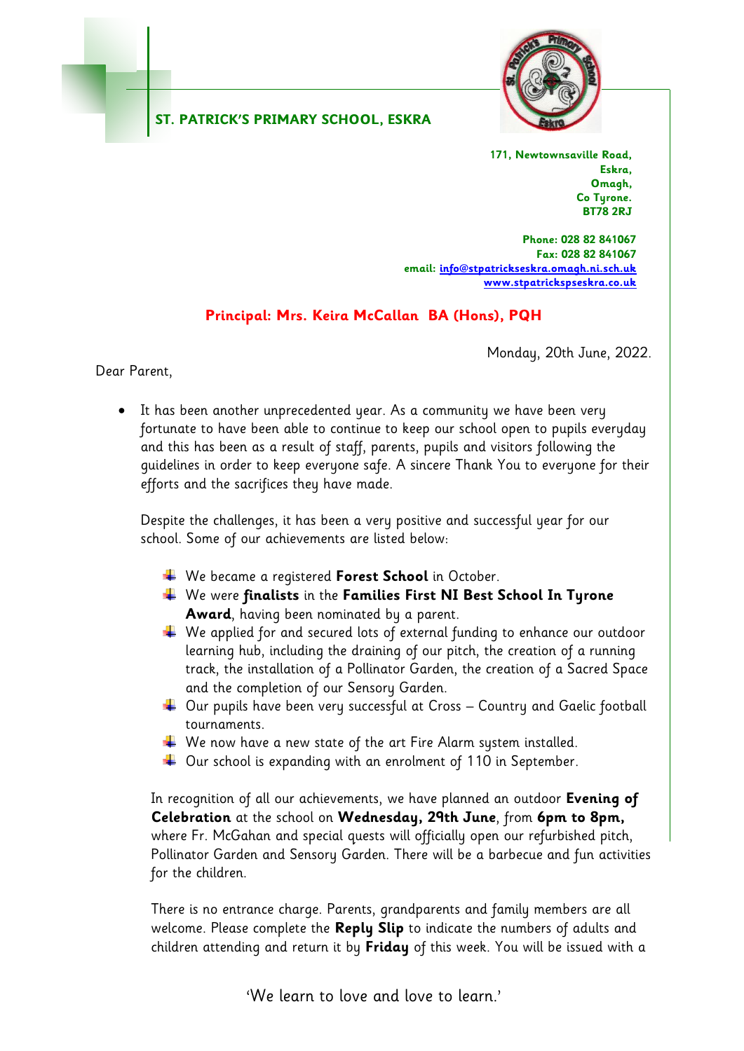**ST. PATRICK'S PRIMARY SCHOOL, ESKRA**

171, Newtownsaville Road,
Eskra,
Omagh,
Co Tyrone.
BT78 2RJ

Phone: 028 82 841067
Fax: 028 82 841067
email: info@stpatrickseskra.omagh.ni.sch.uk
www.stpatrickspseskra.co.uk

**Principal: Mrs. Keira McCallan BA (Hons), PQH**

Monday, 20th June, 2022.

Dear Parent,

- It has been another unprecedented year. As a community we have been very fortunate to have been able to continue to keep our school open to pupils everyday and this has been as a result of staff, parents, pupils and visitors following the guidelines in order to keep everyone safe. A sincere Thank You to everyone for their efforts and the sacrifices they have made.

  Despite the challenges, it has been a very positive and successful year for our school. Some of our achievements are listed below:

  - We became a registered **Forest School** in October.
  - We were **finalists** in the **Families First NI Best School In Tyrone Award**, having been nominated by a parent.
  - We applied for and secured lots of external funding to enhance our outdoor learning hub, including the draining of our pitch, the creation of a running track, the installation of a Pollinator Garden, the creation of a Sacred Space and the completion of our Sensory Garden.
  - Our pupils have been very successful at Cross – Country and Gaelic football tournaments.
  - We now have a new state of the art Fire Alarm system installed.
  - Our school is expanding with an enrolment of 110 in September.

  In recognition of all our achievements, we have planned an outdoor **Evening of Celebration** at the school on **Wednesday, 29th June**, from **6pm to 8pm,** where Fr. McGahan and special guests will officially open our refurbished pitch, Pollinator Garden and Sensory Garden. There will be a barbecue and fun activities for the children.

  There is no entrance charge. Parents, grandparents and family members are all welcome. Please complete the **Reply Slip** to indicate the numbers of adults and children attending and return it by **Friday** of this week. You will be issued with a

'We learn to love and love to learn.'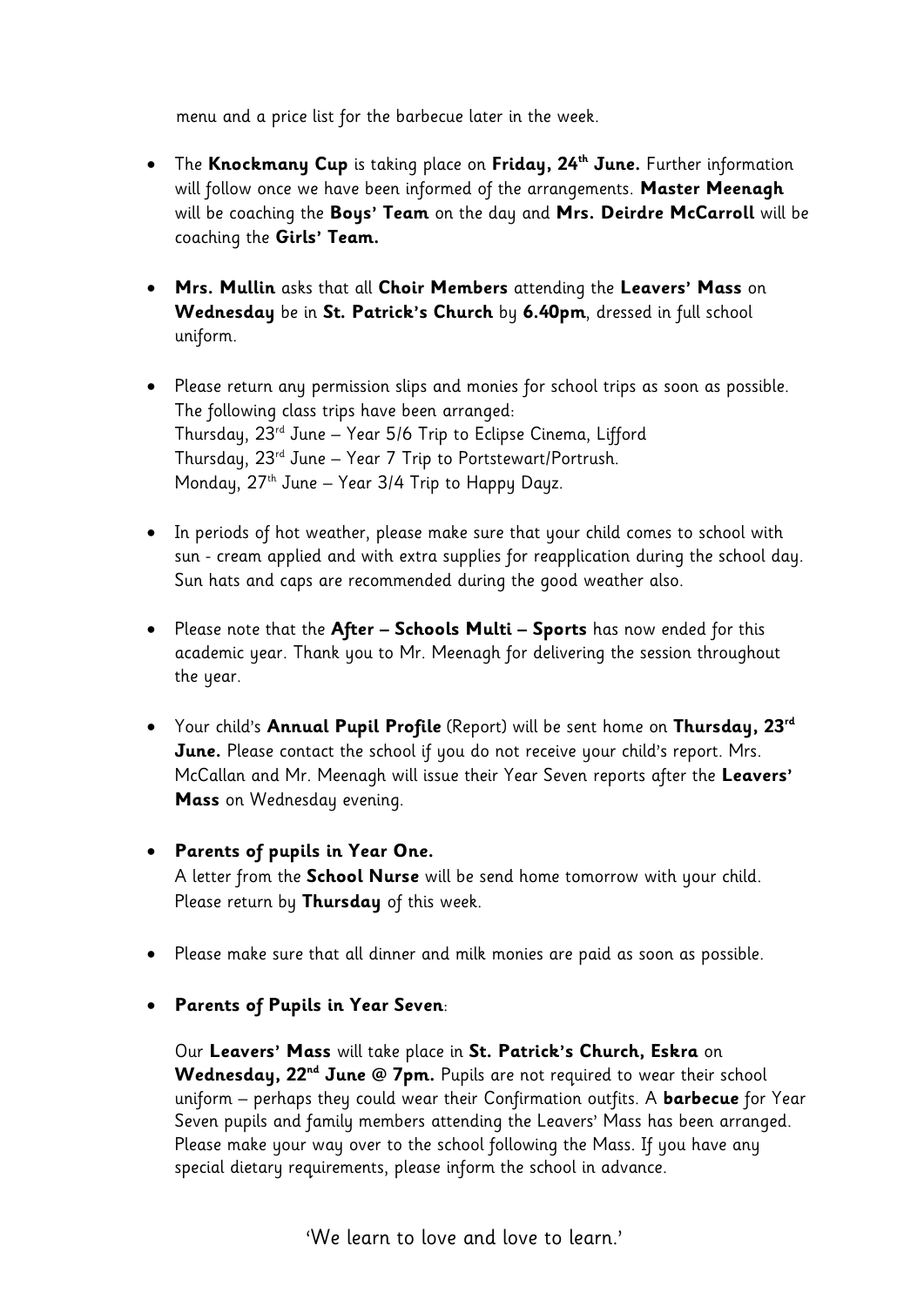menu and a price list for the barbecue later in the week.

- The **Knockmany Cup** is taking place on **Friday, 24th June.** Further information will follow once we have been informed of the arrangements. **Master Meenagh** will be coaching the **Boys' Team** on the day and **Mrs. Deirdre McCarroll** will be coaching the **Girls' Team.**

- **Mrs. Mullin** asks that all **Choir Members** attending the **Leavers' Mass** on **Wednesday** be in **St. Patrick's Church** by **6.40pm**, dressed in full school uniform.

- Please return any permission slips and monies for school trips as soon as possible. The following class trips have been arranged:
  Thursday, 23rd June – Year 5/6 Trip to Eclipse Cinema, Lifford
  Thursday, 23rd June – Year 7 Trip to Portstewart/Portrush.
  Monday, 27th June – Year 3/4 Trip to Happy Dayz.

- In periods of hot weather, please make sure that your child comes to school with sun - cream applied and with extra supplies for reapplication during the school day. Sun hats and caps are recommended during the good weather also.

- Please note that the **After – Schools Multi – Sports** has now ended for this academic year. Thank you to Mr. Meenagh for delivering the session throughout the year.

- Your child's **Annual Pupil Profile** (Report) will be sent home on **Thursday, 23rd June.** Please contact the school if you do not receive your child's report. Mrs. McCallan and Mr. Meenagh will issue their Year Seven reports after the **Leavers' Mass** on Wednesday evening.

- **Parents of pupils in Year One.**
  A letter from the **School Nurse** will be send home tomorrow with your child. Please return by **Thursday** of this week.

- Please make sure that all dinner and milk monies are paid as soon as possible.

- **Parents of Pupils in Year Seven**:

  Our **Leavers' Mass** will take place in **St. Patrick's Church, Eskra** on **Wednesday, 22nd June @ 7pm.** Pupils are not required to wear their school uniform – perhaps they could wear their Confirmation outfits. A **barbecue** for Year Seven pupils and family members attending the Leavers' Mass has been arranged. Please make your way over to the school following the Mass. If you have any special dietary requirements, please inform the school in advance.

'We learn to love and love to learn.'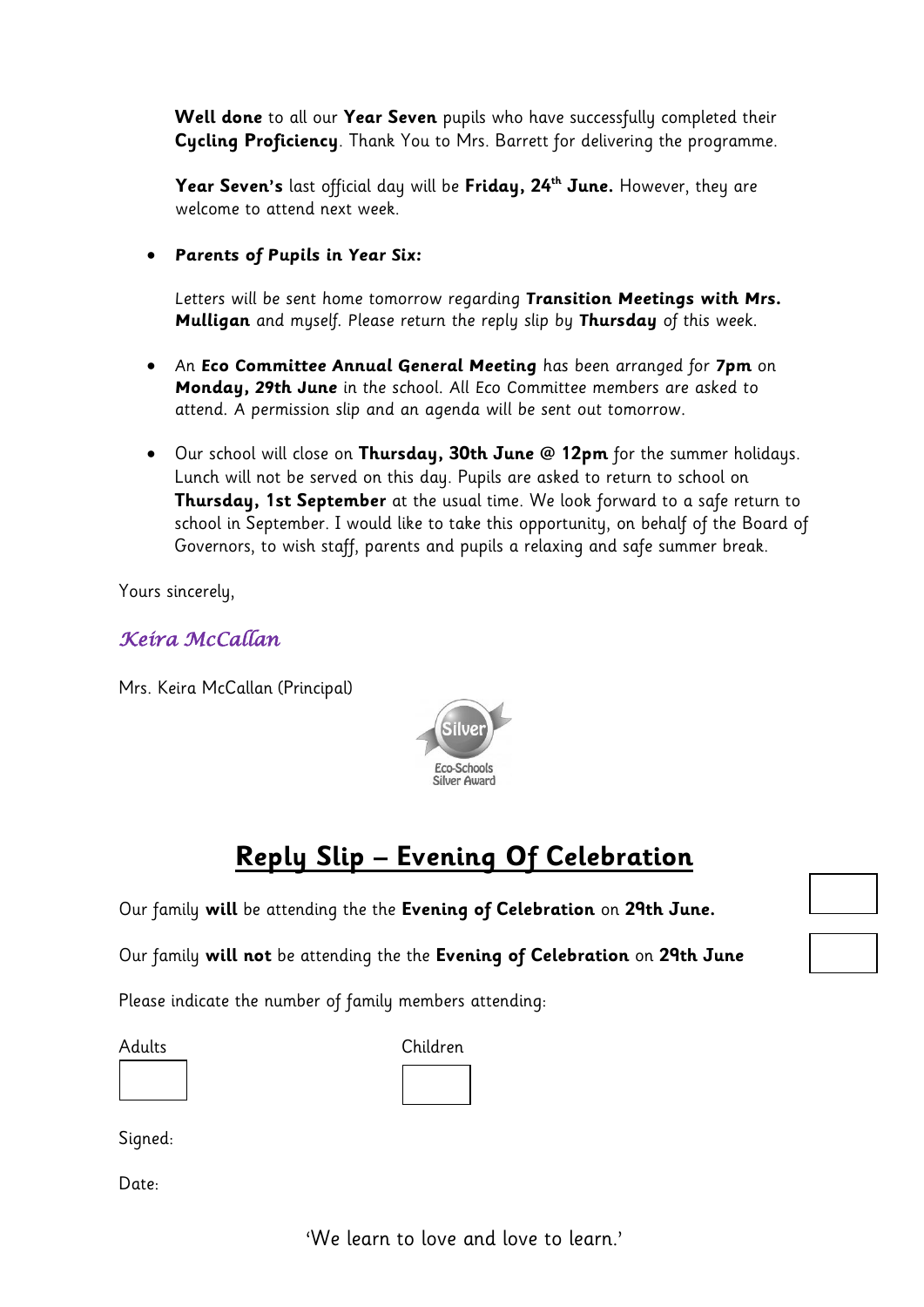**Well done** to all our **Year Seven** pupils who have successfully completed their **Cycling Proficiency**. Thank You to Mrs. Barrett for delivering the programme.

**Year Seven's** last official day will be **Friday, 24th June.** However, they are welcome to attend next week.

- ***Parents of Pupils in Year Six:***

  *Letters will be sent home tomorrow regarding **Transition Meetings with Mrs. Mulligan** and myself. Please return the reply slip by **Thursday** of this week.*

- An **Eco Committee Annual General Meeting** has been arranged for **7pm** on **Monday, 29th June** in the school. All Eco Committee members are asked to attend. A permission slip and an agenda will be sent out tomorrow.

- Our school will close on **Thursday, 30th June @ 12pm** for the summer holidays. Lunch will not be served on this day. Pupils are asked to return to school on **Thursday, 1st September** at the usual time. We look forward to a safe return to school in September. I would like to take this opportunity, on behalf of the Board of Governors, to wish staff, parents and pupils a relaxing and safe summer break.

Yours sincerely,

*Keira McCallan*

Mrs. Keira McCallan (Principal)

Silver
Eco-Schools
Silver Award

## Reply Slip – Evening Of Celebration

Our family **will** be attending the the **Evening of Celebration** on **29th June.** ☐

Our family **will not** be attending the the **Evening of Celebration** on **29th June** ☐

Please indicate the number of family members attending:

Adults ☐ Children ☐

Signed:

Date:

'We learn to love and love to learn.'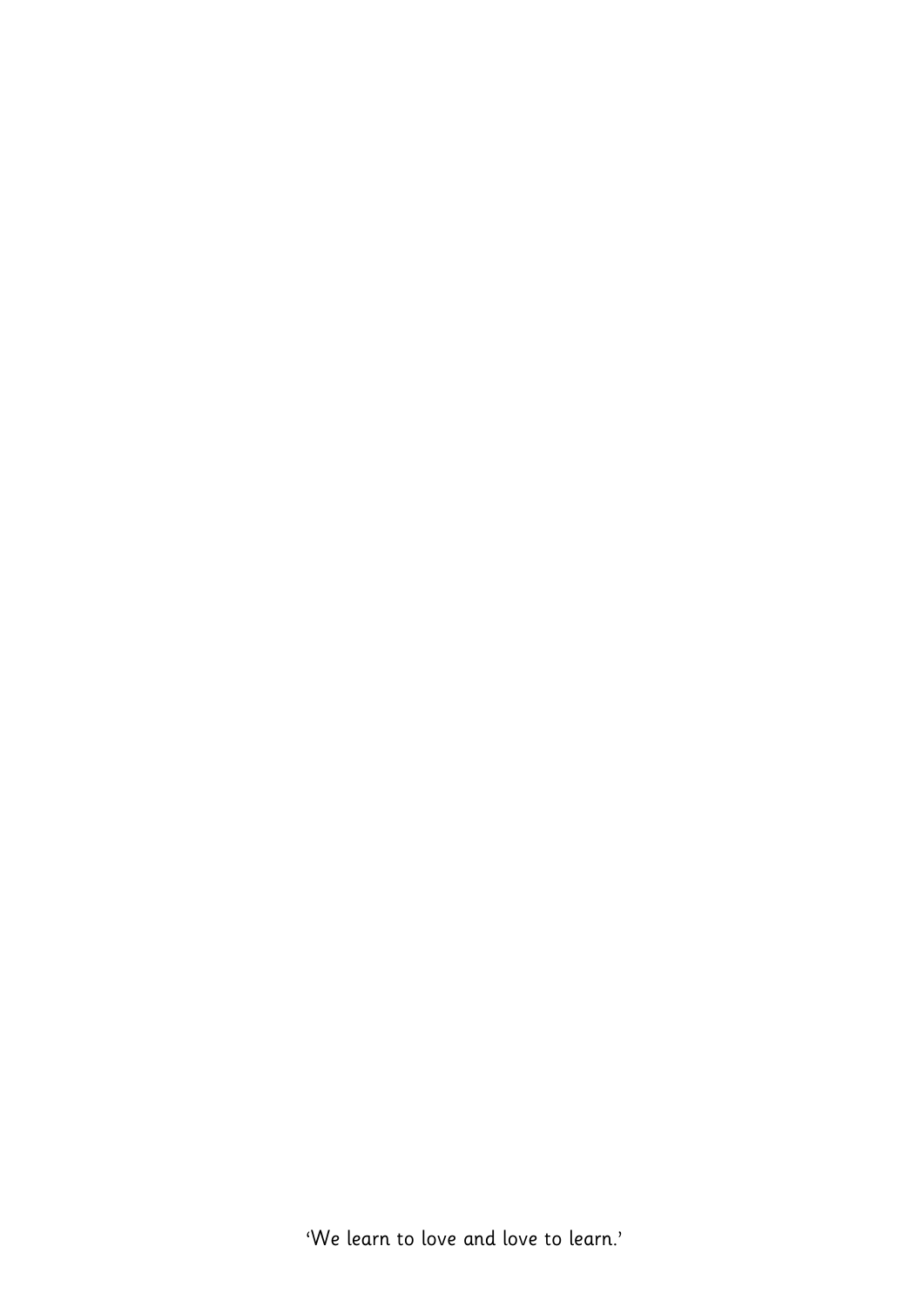'We learn to love and love to learn.'